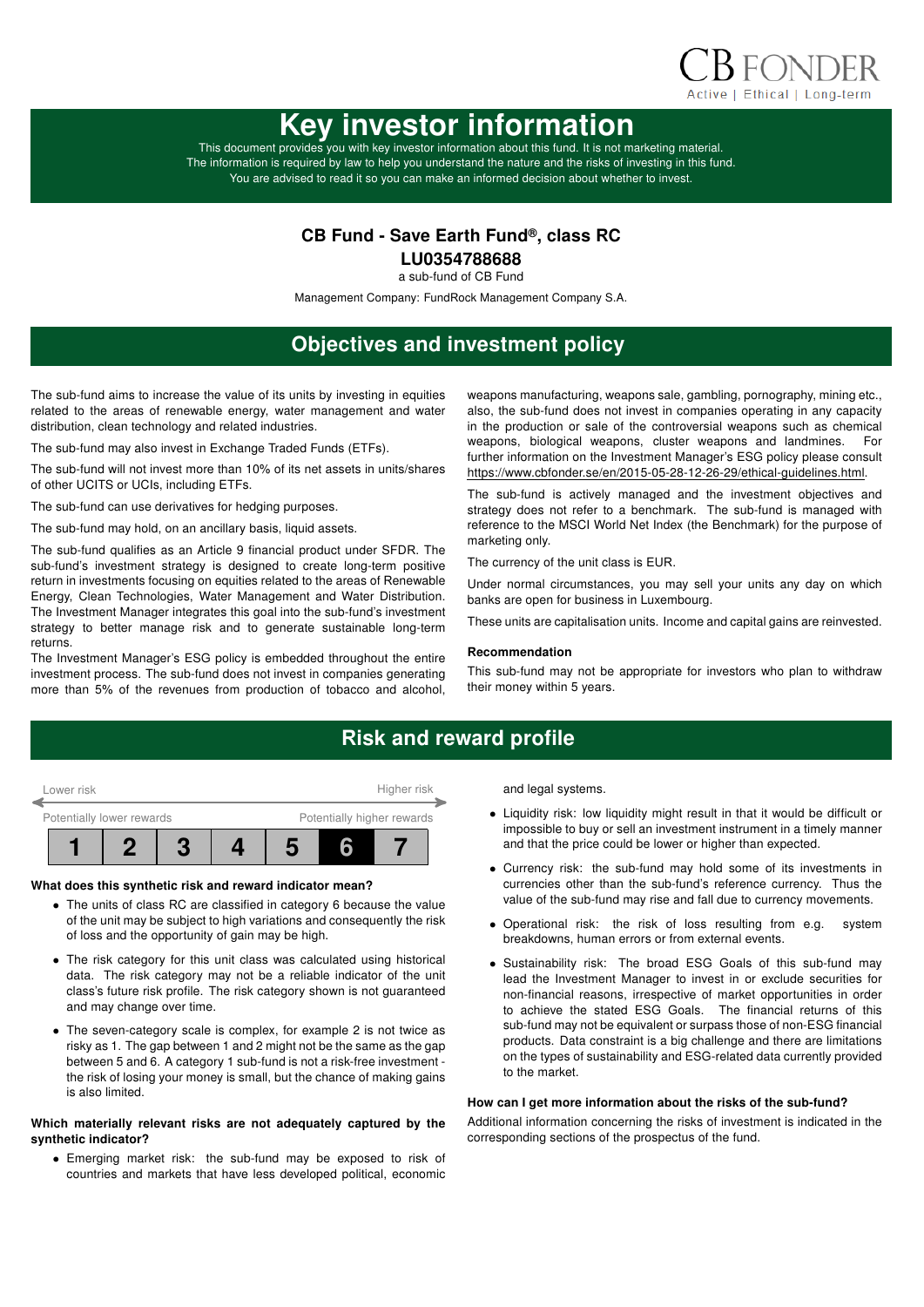CB FONDER
Active | Ethical | Long-term

# Key investor information

This document provides you with key investor information about this fund. It is not marketing material. The information is required by law to help you understand the nature and the risks of investing in this fund. You are advised to read it so you can make an informed decision about whether to invest.

## CB Fund - Save Earth Fund®, class RC
## LU0354788688

a sub-fund of CB Fund

Management Company: FundRock Management Company S.A.

## Objectives and investment policy

The sub-fund aims to increase the value of its units by investing in equities related to the areas of renewable energy, water management and water distribution, clean technology and related industries.

The sub-fund may also invest in Exchange Traded Funds (ETFs).

The sub-fund will not invest more than 10% of its net assets in units/shares of other UCITS or UCIs, including ETFs.

The sub-fund can use derivatives for hedging purposes.

The sub-fund may hold, on an ancillary basis, liquid assets.

The sub-fund qualifies as an Article 9 financial product under SFDR. The sub-fund's investment strategy is designed to create long-term positive return in investments focusing on equities related to the areas of Renewable Energy, Clean Technologies, Water Management and Water Distribution. The Investment Manager integrates this goal into the sub-fund's investment strategy to better manage risk and to generate sustainable long-term returns.
The Investment Manager's ESG policy is embedded throughout the entire investment process. The sub-fund does not invest in companies generating more than 5% of the revenues from production of tobacco and alcohol, weapons manufacturing, weapons sale, gambling, pornography, mining etc., also, the sub-fund does not invest in companies operating in any capacity in the production or sale of the controversial weapons such as chemical weapons, biological weapons, cluster weapons and landmines. For further information on the Investment Manager's ESG policy please consult https://www.cbfonder.se/en/2015-05-28-12-26-29/ethical-guidelines.html.

The sub-fund is actively managed and the investment objectives and strategy does not refer to a benchmark. The sub-fund is managed with reference to the MSCI World Net Index (the Benchmark) for the purpose of marketing only.

The currency of the unit class is EUR.

Under normal circumstances, you may sell your units any day on which banks are open for business in Luxembourg.

These units are capitalisation units. Income and capital gains are reinvested.

### Recommendation

This sub-fund may not be appropriate for investors who plan to withdraw their money within 5 years.

## Risk and reward profile

Lower risk — Higher risk

Potentially lower rewards — Potentially higher rewards

| 1 | 2 | 3 | 4 | 5 | **6** | 7 |
|---|---|---|---|---|---|---|

### What does this synthetic risk and reward indicator mean?

- The units of class RC are classified in category 6 because the value of the unit may be subject to high variations and consequently the risk of loss and the opportunity of gain may be high.
- The risk category for this unit class was calculated using historical data. The risk category may not be a reliable indicator of the unit class's future risk profile. The risk category shown is not guaranteed and may change over time.
- The seven-category scale is complex, for example 2 is not twice as risky as 1. The gap between 1 and 2 might not be the same as the gap between 5 and 6. A category 1 sub-fund is not a risk-free investment - the risk of losing your money is small, but the chance of making gains is also limited.

### Which materially relevant risks are not adequately captured by the synthetic indicator?

- Emerging market risk: the sub-fund may be exposed to risk of countries and markets that have less developed political, economic and legal systems.
- Liquidity risk: low liquidity might result in that it would be difficult or impossible to buy or sell an investment instrument in a timely manner and that the price could be lower or higher than expected.
- Currency risk: the sub-fund may hold some of its investments in currencies other than the sub-fund's reference currency. Thus the value of the sub-fund may rise and fall due to currency movements.
- Operational risk: the risk of loss resulting from e.g. system breakdowns, human errors or from external events.
- Sustainability risk: The broad ESG Goals of this sub-fund may lead the Investment Manager to invest in or exclude securities for non-financial reasons, irrespective of market opportunities in order to achieve the stated ESG Goals. The financial returns of this sub-fund may not be equivalent or surpass those of non-ESG financial products. Data constraint is a big challenge and there are limitations on the types of sustainability and ESG-related data currently provided to the market.

### How can I get more information about the risks of the sub-fund?

Additional information concerning the risks of investment is indicated in the corresponding sections of the prospectus of the fund.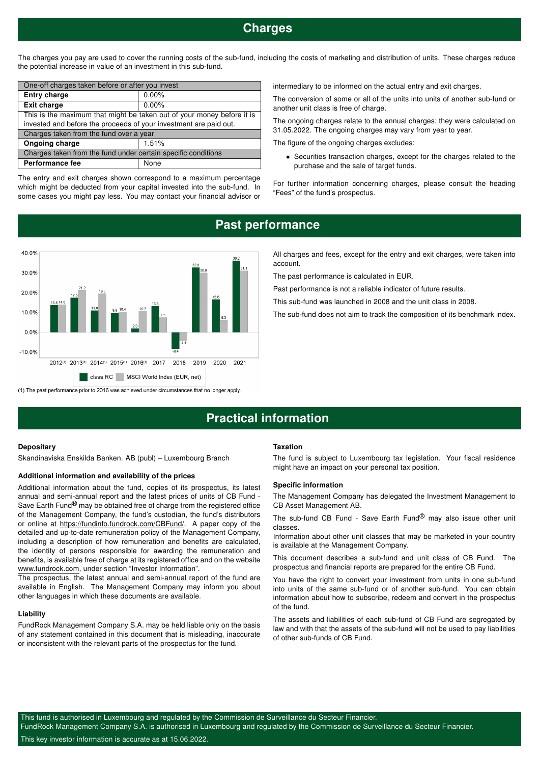## Charges

The charges you pay are used to cover the running costs of the sub-fund, including the costs of marketing and distribution of units. These charges reduce the potential increase in value of an investment in this sub-fund.

| One-off charges taken before or after you invest | |
|---|---|
| **Entry charge** | 0.00% |
| **Exit charge** | 0.00% |
| This is the maximum that might be taken out of your money before it is invested and before the proceeds of your investment are paid out. | |
| Charges taken from the fund over a year | |
| **Ongoing charge** | 1.51% |
| Charges taken from the fund under certain specific conditions | |
| **Performance fee** | None |

The entry and exit charges shown correspond to a maximum percentage which might be deducted from your capital invested into the sub-fund. In some cases you might pay less. You may contact your financial advisor or intermediary to be informed on the actual entry and exit charges.

The conversion of some or all of the units into units of another sub-fund or another unit class is free of charge.

The ongoing charges relate to the annual charges; they were calculated on 31.05.2022. The ongoing charges may vary from year to year.

The figure of the ongoing charges excludes:

- Securities transaction charges, except for the charges related to the purchase and the sale of target funds.

For further information concerning charges, please consult the heading "Fees" of the fund's prospectus.

## Past performance

40.0%
30.0%
20.0%
10.0%
0.0%
-10.0%

13.6 14.0
17.5 21.2
11.0 19.5
9.9 10.4
2.0 10.7
13.3 7.5
-8.4 -4.1
32.8 30.0
16.6 6.3
36.2 31.1

2012(1) 2013(1) 2014(1) 2015(1) 2016(1) 2017 2018 2019 2020 2021

class RC   MSCI World Index (EUR, net)

(1) The past performance prior to 2016 was achieved under circumstances that no longer apply.

All charges and fees, except for the entry and exit charges, were taken into account.

The past performance is calculated in EUR.

Past performance is not a reliable indicator of future results.

This sub-fund was launched in 2008 and the unit class in 2008.

The sub-fund does not aim to track the composition of its benchmark index.

## Practical information

### Depositary

Skandinaviska Enskilda Banken. AB (publ) – Luxembourg Branch

### Additional information and availability of the prices

Additional information about the fund, copies of its prospectus, its latest annual and semi-annual report and the latest prices of units of CB Fund - Save Earth Fund® may be obtained free of charge from the registered office of the Management Company, the fund's custodian, the fund's distributors or online at https://fundinfo.fundrock.com/CBFund/. A paper copy of the detailed and up-to-date remuneration policy of the Management Company, including a description of how remuneration and benefits are calculated, the identity of persons responsible for awarding the remuneration and benefits, is available free of charge at its registered office and on the website www.fundrock.com, under section "Investor Information".
The prospectus, the latest annual and semi-annual report of the fund are available in English. The Management Company may inform you about other languages in which these documents are available.

### Liability

FundRock Management Company S.A. may be held liable only on the basis of any statement contained in this document that is misleading, inaccurate or inconsistent with the relevant parts of the prospectus for the fund.

### Taxation

The fund is subject to Luxembourg tax legislation. Your fiscal residence might have an impact on your personal tax position.

### Specific information

The Management Company has delegated the Investment Management to CB Asset Management AB.

The sub-fund CB Fund - Save Earth Fund® may also issue other unit classes.
Information about other unit classes that may be marketed in your country is available at the Management Company.

This document describes a sub-fund and unit class of CB Fund. The prospectus and financial reports are prepared for the entire CB Fund.

You have the right to convert your investment from units in one sub-fund into units of the same sub-fund or of another sub-fund. You can obtain information about how to subscribe, redeem and convert in the prospectus of the fund.

The assets and liabilities of each sub-fund of CB Fund are segregated by law and with that the assets of the sub-fund will not be used to pay liabilities of other sub-funds of CB Fund.

This fund is authorised in Luxembourg and regulated by the Commission de Surveillance du Secteur Financier.
FundRock Management Company S.A. is authorised in Luxembourg and regulated by the Commission de Surveillance du Secteur Financier.

This key investor information is accurate as at 15.06.2022.